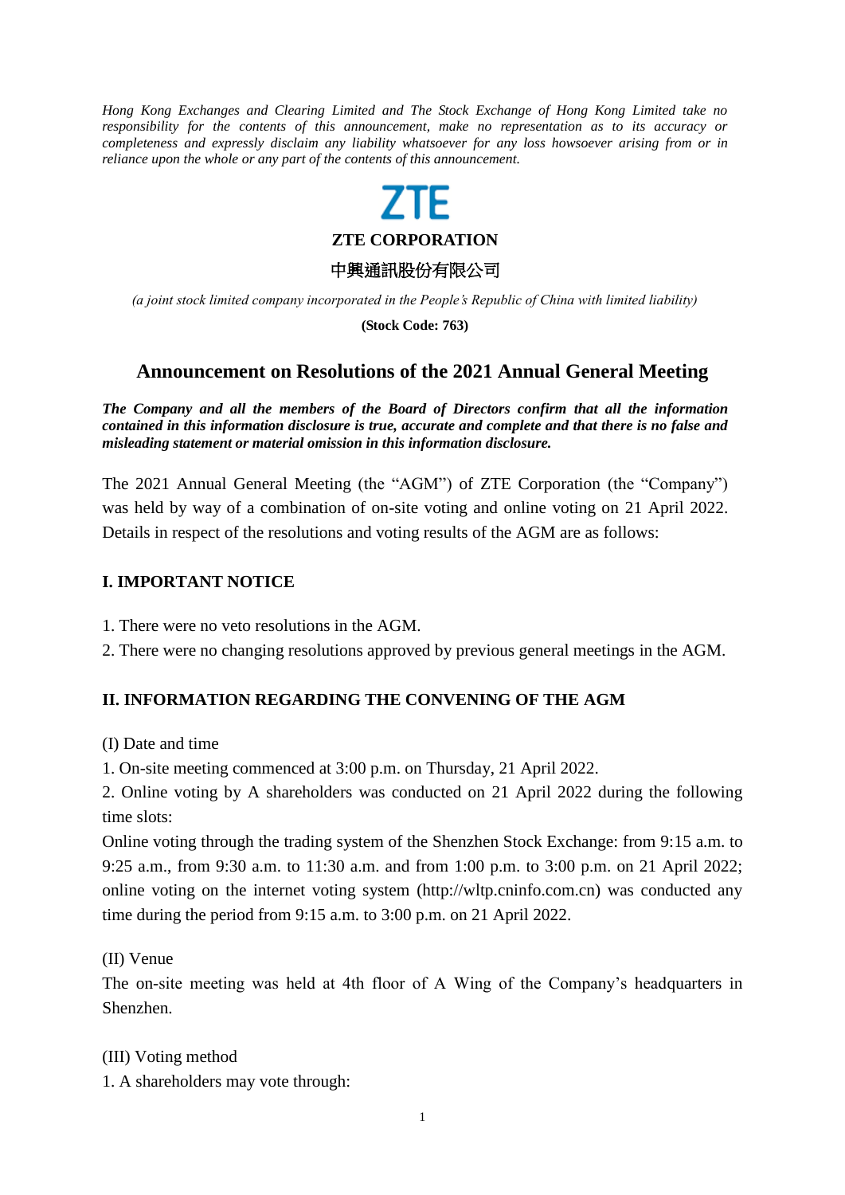*Hong Kong Exchanges and Clearing Limited and The Stock Exchange of Hong Kong Limited take no responsibility for the contents of this announcement, make no representation as to its accuracy or completeness and expressly disclaim any liability whatsoever for any loss howsoever arising from or in reliance upon the whole or any part of the contents of this announcement.*

ZTE

**ZTE CORPORATION**

中興通訊股份有限公司

*(a joint stock limited company incorporated in the People's Republic of China with limited liability)*

**(Stock Code: 763)**

# Announcement on Resolutions of the 2021 Annual General Meeting

***The Company and all the members of the Board of Directors confirm that all the information contained in this information disclosure is true, accurate and complete and that there is no false and misleading statement or material omission in this information disclosure.***

The 2021 Annual General Meeting (the "AGM") of ZTE Corporation (the "Company") was held by way of a combination of on-site voting and online voting on 21 April 2022. Details in respect of the resolutions and voting results of the AGM are as follows:

## I. IMPORTANT NOTICE

1. There were no veto resolutions in the AGM.
2. There were no changing resolutions approved by previous general meetings in the AGM.

## II. INFORMATION REGARDING THE CONVENING OF THE AGM

(I) Date and time

1. On-site meeting commenced at 3:00 p.m. on Thursday, 21 April 2022.
2. Online voting by A shareholders was conducted on 21 April 2022 during the following time slots:

Online voting through the trading system of the Shenzhen Stock Exchange: from 9:15 a.m. to 9:25 a.m., from 9:30 a.m. to 11:30 a.m. and from 1:00 p.m. to 3:00 p.m. on 21 April 2022; online voting on the internet voting system (http://wltp.cninfo.com.cn) was conducted any time during the period from 9:15 a.m. to 3:00 p.m. on 21 April 2022.

(II) Venue

The on-site meeting was held at 4th floor of A Wing of the Company's headquarters in Shenzhen.

(III) Voting method

1. A shareholders may vote through: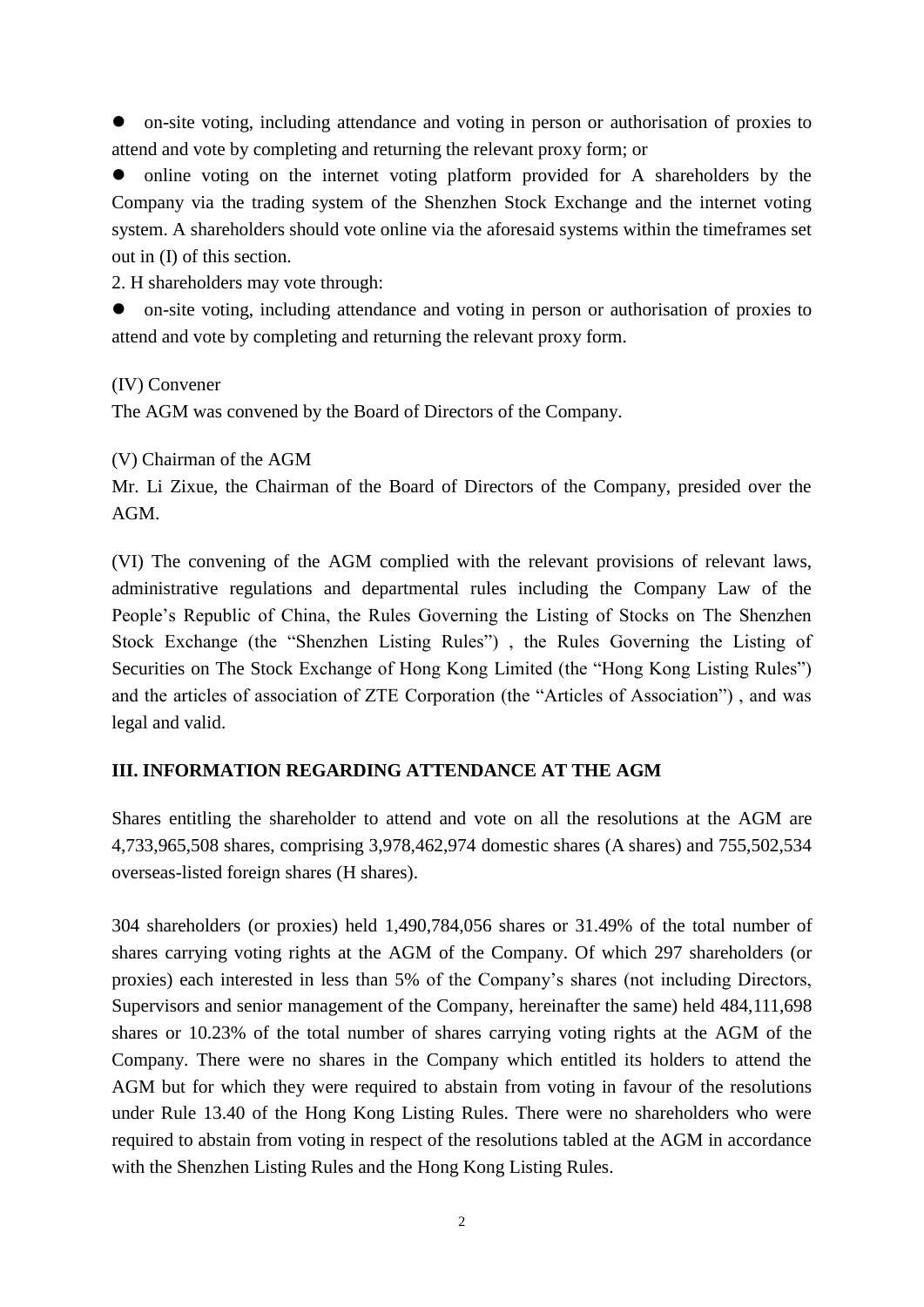- on-site voting, including attendance and voting in person or authorisation of proxies to attend and vote by completing and returning the relevant proxy form; or
- online voting on the internet voting platform provided for A shareholders by the Company via the trading system of the Shenzhen Stock Exchange and the internet voting system. A shareholders should vote online via the aforesaid systems within the timeframes set out in (I) of this section.

2. H shareholders may vote through:

- on-site voting, including attendance and voting in person or authorisation of proxies to attend and vote by completing and returning the relevant proxy form.

(IV) Convener

The AGM was convened by the Board of Directors of the Company.

(V) Chairman of the AGM

Mr. Li Zixue, the Chairman of the Board of Directors of the Company, presided over the AGM.

(VI) The convening of the AGM complied with the relevant provisions of relevant laws, administrative regulations and departmental rules including the Company Law of the People's Republic of China, the Rules Governing the Listing of Stocks on The Shenzhen Stock Exchange (the "Shenzhen Listing Rules") , the Rules Governing the Listing of Securities on The Stock Exchange of Hong Kong Limited (the "Hong Kong Listing Rules") and the articles of association of ZTE Corporation (the "Articles of Association") , and was legal and valid.

## III. INFORMATION REGARDING ATTENDANCE AT THE AGM

Shares entitling the shareholder to attend and vote on all the resolutions at the AGM are 4,733,965,508 shares, comprising 3,978,462,974 domestic shares (A shares) and 755,502,534 overseas-listed foreign shares (H shares).

304 shareholders (or proxies) held 1,490,784,056 shares or 31.49% of the total number of shares carrying voting rights at the AGM of the Company. Of which 297 shareholders (or proxies) each interested in less than 5% of the Company's shares (not including Directors, Supervisors and senior management of the Company, hereinafter the same) held 484,111,698 shares or 10.23% of the total number of shares carrying voting rights at the AGM of the Company. There were no shares in the Company which entitled its holders to attend the AGM but for which they were required to abstain from voting in favour of the resolutions under Rule 13.40 of the Hong Kong Listing Rules. There were no shareholders who were required to abstain from voting in respect of the resolutions tabled at the AGM in accordance with the Shenzhen Listing Rules and the Hong Kong Listing Rules.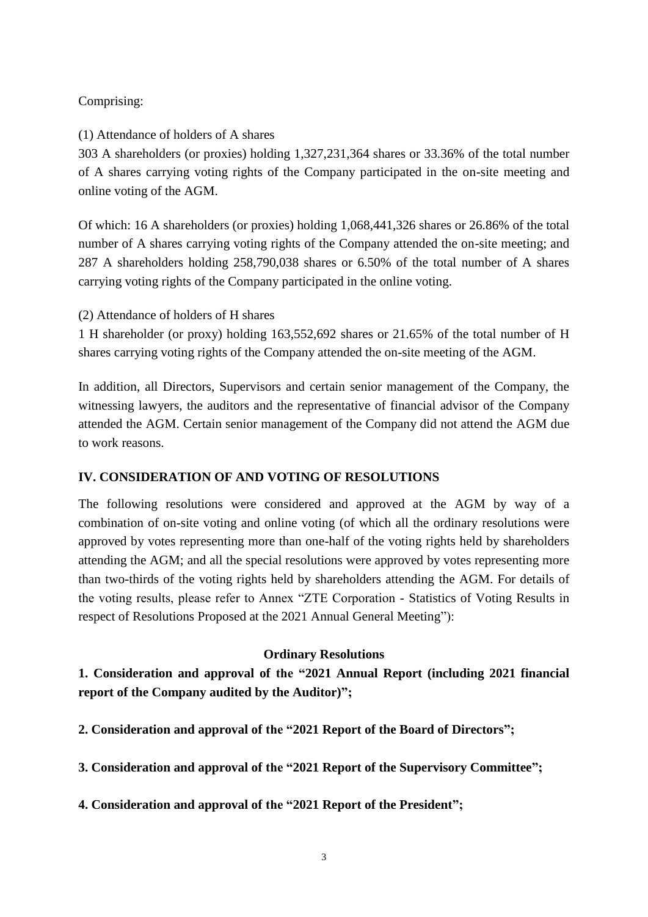Comprising:

(1) Attendance of holders of A shares

303 A shareholders (or proxies) holding 1,327,231,364 shares or 33.36% of the total number of A shares carrying voting rights of the Company participated in the on-site meeting and online voting of the AGM.

Of which: 16 A shareholders (or proxies) holding 1,068,441,326 shares or 26.86% of the total number of A shares carrying voting rights of the Company attended the on-site meeting; and 287 A shareholders holding 258,790,038 shares or 6.50% of the total number of A shares carrying voting rights of the Company participated in the online voting.

(2) Attendance of holders of H shares

1 H shareholder (or proxy) holding 163,552,692 shares or 21.65% of the total number of H shares carrying voting rights of the Company attended the on-site meeting of the AGM.

In addition, all Directors, Supervisors and certain senior management of the Company, the witnessing lawyers, the auditors and the representative of financial advisor of the Company attended the AGM. Certain senior management of the Company did not attend the AGM due to work reasons.

## IV. CONSIDERATION OF AND VOTING OF RESOLUTIONS

The following resolutions were considered and approved at the AGM by way of a combination of on-site voting and online voting (of which all the ordinary resolutions were approved by votes representing more than one-half of the voting rights held by shareholders attending the AGM; and all the special resolutions were approved by votes representing more than two-thirds of the voting rights held by shareholders attending the AGM. For details of the voting results, please refer to Annex "ZTE Corporation - Statistics of Voting Results in respect of Resolutions Proposed at the 2021 Annual General Meeting"):

### Ordinary Resolutions

**1. Consideration and approval of the "2021 Annual Report (including 2021 financial report of the Company audited by the Auditor)";**

**2. Consideration and approval of the "2021 Report of the Board of Directors";**

**3. Consideration and approval of the "2021 Report of the Supervisory Committee";**

**4. Consideration and approval of the "2021 Report of the President";**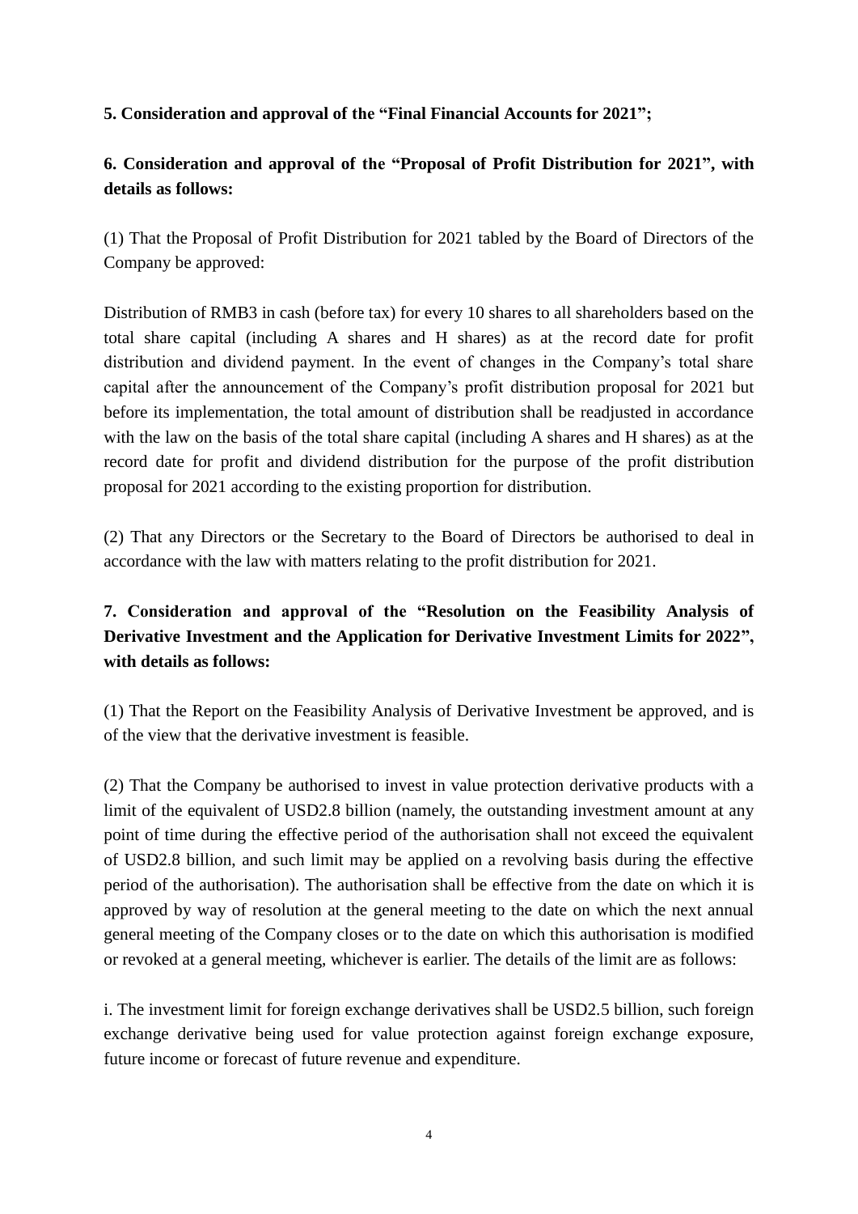**5. Consideration and approval of the "Final Financial Accounts for 2021";**

**6. Consideration and approval of the "Proposal of Profit Distribution for 2021", with details as follows:**

(1) That the Proposal of Profit Distribution for 2021 tabled by the Board of Directors of the Company be approved:

Distribution of RMB3 in cash (before tax) for every 10 shares to all shareholders based on the total share capital (including A shares and H shares) as at the record date for profit distribution and dividend payment. In the event of changes in the Company's total share capital after the announcement of the Company's profit distribution proposal for 2021 but before its implementation, the total amount of distribution shall be readjusted in accordance with the law on the basis of the total share capital (including A shares and H shares) as at the record date for profit and dividend distribution for the purpose of the profit distribution proposal for 2021 according to the existing proportion for distribution.

(2) That any Directors or the Secretary to the Board of Directors be authorised to deal in accordance with the law with matters relating to the profit distribution for 2021.

**7. Consideration and approval of the "Resolution on the Feasibility Analysis of Derivative Investment and the Application for Derivative Investment Limits for 2022", with details as follows:**

(1) That the Report on the Feasibility Analysis of Derivative Investment be approved, and is of the view that the derivative investment is feasible.

(2) That the Company be authorised to invest in value protection derivative products with a limit of the equivalent of USD2.8 billion (namely, the outstanding investment amount at any point of time during the effective period of the authorisation shall not exceed the equivalent of USD2.8 billion, and such limit may be applied on a revolving basis during the effective period of the authorisation). The authorisation shall be effective from the date on which it is approved by way of resolution at the general meeting to the date on which the next annual general meeting of the Company closes or to the date on which this authorisation is modified or revoked at a general meeting, whichever is earlier. The details of the limit are as follows:

i. The investment limit for foreign exchange derivatives shall be USD2.5 billion, such foreign exchange derivative being used for value protection against foreign exchange exposure, future income or forecast of future revenue and expenditure.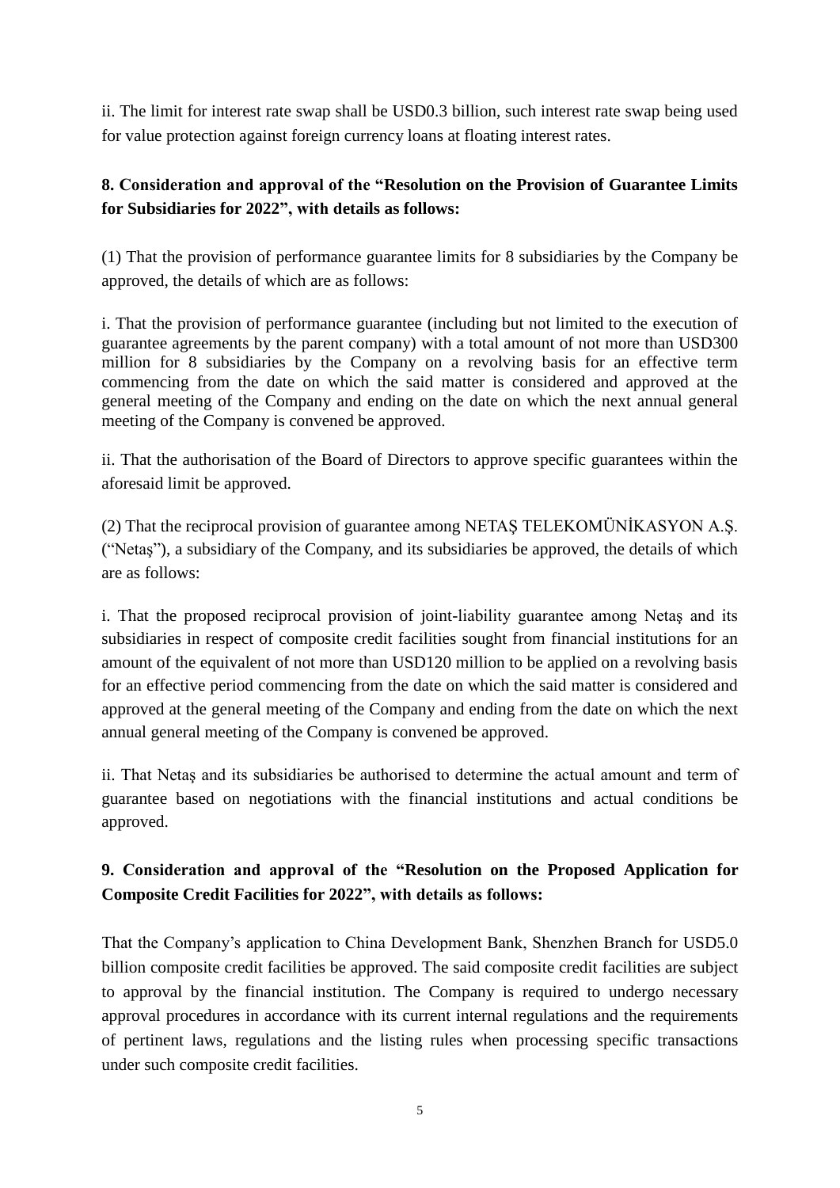ii. The limit for interest rate swap shall be USD0.3 billion, such interest rate swap being used for value protection against foreign currency loans at floating interest rates.

**8. Consideration and approval of the "Resolution on the Provision of Guarantee Limits for Subsidiaries for 2022", with details as follows:**

(1) That the provision of performance guarantee limits for 8 subsidiaries by the Company be approved, the details of which are as follows:

i. That the provision of performance guarantee (including but not limited to the execution of guarantee agreements by the parent company) with a total amount of not more than USD300 million for 8 subsidiaries by the Company on a revolving basis for an effective term commencing from the date on which the said matter is considered and approved at the general meeting of the Company and ending on the date on which the next annual general meeting of the Company is convened be approved.

ii. That the authorisation of the Board of Directors to approve specific guarantees within the aforesaid limit be approved.

(2) That the reciprocal provision of guarantee among NETAŞ TELEKOMÜNİKASYON A.Ş. ("Netaş"), a subsidiary of the Company, and its subsidiaries be approved, the details of which are as follows:

i. That the proposed reciprocal provision of joint-liability guarantee among Netaş and its subsidiaries in respect of composite credit facilities sought from financial institutions for an amount of the equivalent of not more than USD120 million to be applied on a revolving basis for an effective period commencing from the date on which the said matter is considered and approved at the general meeting of the Company and ending from the date on which the next annual general meeting of the Company is convened be approved.

ii. That Netaş and its subsidiaries be authorised to determine the actual amount and term of guarantee based on negotiations with the financial institutions and actual conditions be approved.

**9. Consideration and approval of the "Resolution on the Proposed Application for Composite Credit Facilities for 2022", with details as follows:**

That the Company's application to China Development Bank, Shenzhen Branch for USD5.0 billion composite credit facilities be approved. The said composite credit facilities are subject to approval by the financial institution. The Company is required to undergo necessary approval procedures in accordance with its current internal regulations and the requirements of pertinent laws, regulations and the listing rules when processing specific transactions under such composite credit facilities.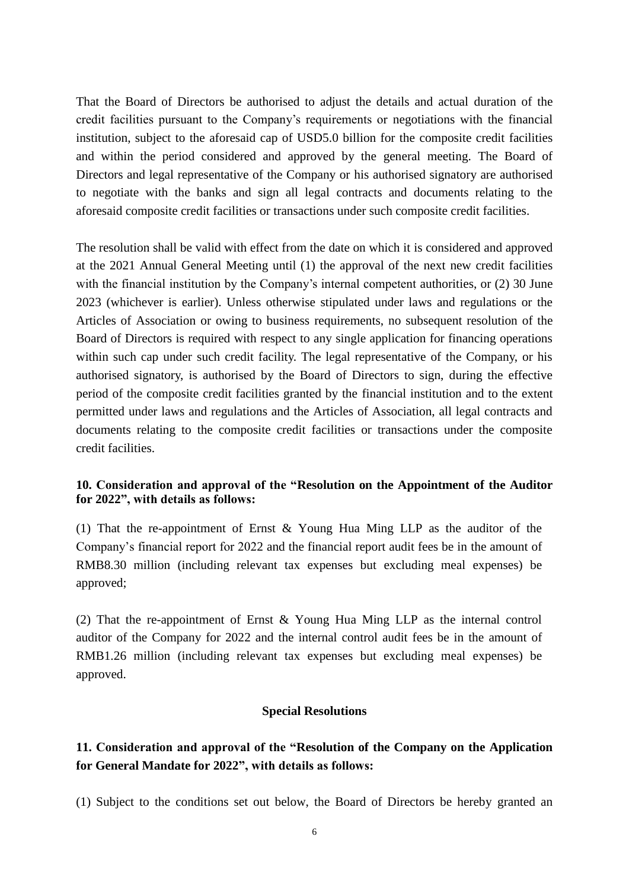That the Board of Directors be authorised to adjust the details and actual duration of the credit facilities pursuant to the Company's requirements or negotiations with the financial institution, subject to the aforesaid cap of USD5.0 billion for the composite credit facilities and within the period considered and approved by the general meeting. The Board of Directors and legal representative of the Company or his authorised signatory are authorised to negotiate with the banks and sign all legal contracts and documents relating to the aforesaid composite credit facilities or transactions under such composite credit facilities.

The resolution shall be valid with effect from the date on which it is considered and approved at the 2021 Annual General Meeting until (1) the approval of the next new credit facilities with the financial institution by the Company's internal competent authorities, or (2) 30 June 2023 (whichever is earlier). Unless otherwise stipulated under laws and regulations or the Articles of Association or owing to business requirements, no subsequent resolution of the Board of Directors is required with respect to any single application for financing operations within such cap under such credit facility. The legal representative of the Company, or his authorised signatory, is authorised by the Board of Directors to sign, during the effective period of the composite credit facilities granted by the financial institution and to the extent permitted under laws and regulations and the Articles of Association, all legal contracts and documents relating to the composite credit facilities or transactions under the composite credit facilities.

**10. Consideration and approval of the "Resolution on the Appointment of the Auditor for 2022", with details as follows:**

(1) That the re-appointment of Ernst & Young Hua Ming LLP as the auditor of the Company's financial report for 2022 and the financial report audit fees be in the amount of RMB8.30 million (including relevant tax expenses but excluding meal expenses) be approved;

(2) That the re-appointment of Ernst & Young Hua Ming LLP as the internal control auditor of the Company for 2022 and the internal control audit fees be in the amount of RMB1.26 million (including relevant tax expenses but excluding meal expenses) be approved.

**Special Resolutions**

**11. Consideration and approval of the "Resolution of the Company on the Application for General Mandate for 2022", with details as follows:**

(1) Subject to the conditions set out below, the Board of Directors be hereby granted an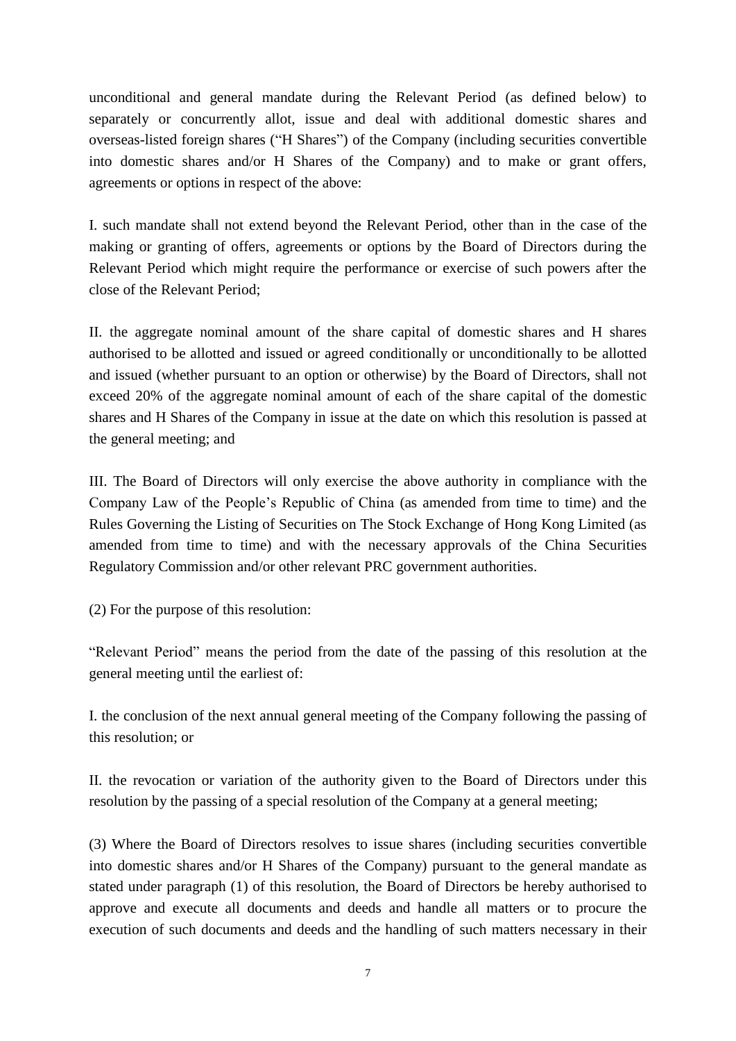unconditional and general mandate during the Relevant Period (as defined below) to separately or concurrently allot, issue and deal with additional domestic shares and overseas-listed foreign shares ("H Shares") of the Company (including securities convertible into domestic shares and/or H Shares of the Company) and to make or grant offers, agreements or options in respect of the above:

I. such mandate shall not extend beyond the Relevant Period, other than in the case of the making or granting of offers, agreements or options by the Board of Directors during the Relevant Period which might require the performance or exercise of such powers after the close of the Relevant Period;

II. the aggregate nominal amount of the share capital of domestic shares and H shares authorised to be allotted and issued or agreed conditionally or unconditionally to be allotted and issued (whether pursuant to an option or otherwise) by the Board of Directors, shall not exceed 20% of the aggregate nominal amount of each of the share capital of the domestic shares and H Shares of the Company in issue at the date on which this resolution is passed at the general meeting; and

III. The Board of Directors will only exercise the above authority in compliance with the Company Law of the People's Republic of China (as amended from time to time) and the Rules Governing the Listing of Securities on The Stock Exchange of Hong Kong Limited (as amended from time to time) and with the necessary approvals of the China Securities Regulatory Commission and/or other relevant PRC government authorities.

(2) For the purpose of this resolution:

"Relevant Period" means the period from the date of the passing of this resolution at the general meeting until the earliest of:

I. the conclusion of the next annual general meeting of the Company following the passing of this resolution; or

II. the revocation or variation of the authority given to the Board of Directors under this resolution by the passing of a special resolution of the Company at a general meeting;

(3) Where the Board of Directors resolves to issue shares (including securities convertible into domestic shares and/or H Shares of the Company) pursuant to the general mandate as stated under paragraph (1) of this resolution, the Board of Directors be hereby authorised to approve and execute all documents and deeds and handle all matters or to procure the execution of such documents and deeds and the handling of such matters necessary in their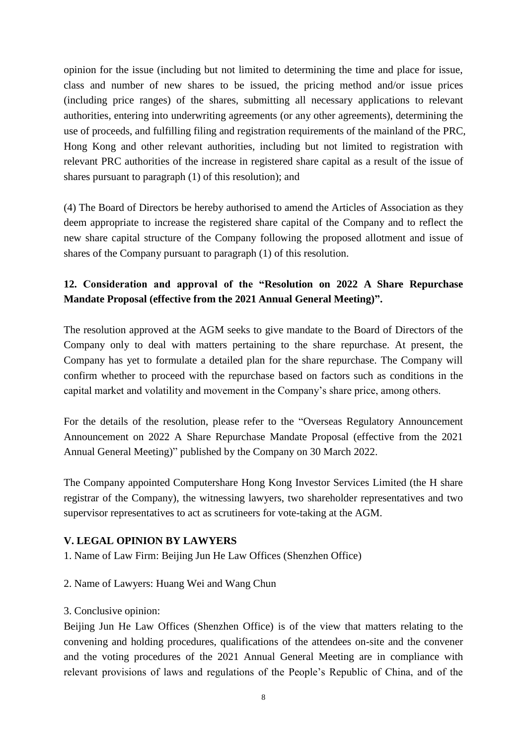opinion for the issue (including but not limited to determining the time and place for issue, class and number of new shares to be issued, the pricing method and/or issue prices (including price ranges) of the shares, submitting all necessary applications to relevant authorities, entering into underwriting agreements (or any other agreements), determining the use of proceeds, and fulfilling filing and registration requirements of the mainland of the PRC, Hong Kong and other relevant authorities, including but not limited to registration with relevant PRC authorities of the increase in registered share capital as a result of the issue of shares pursuant to paragraph (1) of this resolution); and

(4) The Board of Directors be hereby authorised to amend the Articles of Association as they deem appropriate to increase the registered share capital of the Company and to reflect the new share capital structure of the Company following the proposed allotment and issue of shares of the Company pursuant to paragraph (1) of this resolution.

**12. Consideration and approval of the "Resolution on 2022 A Share Repurchase Mandate Proposal (effective from the 2021 Annual General Meeting)".**

The resolution approved at the AGM seeks to give mandate to the Board of Directors of the Company only to deal with matters pertaining to the share repurchase. At present, the Company has yet to formulate a detailed plan for the share repurchase. The Company will confirm whether to proceed with the repurchase based on factors such as conditions in the capital market and volatility and movement in the Company's share price, among others.

For the details of the resolution, please refer to the "Overseas Regulatory Announcement Announcement on 2022 A Share Repurchase Mandate Proposal (effective from the 2021 Annual General Meeting)" published by the Company on 30 March 2022.

The Company appointed Computershare Hong Kong Investor Services Limited (the H share registrar of the Company), the witnessing lawyers, two shareholder representatives and two supervisor representatives to act as scrutineers for vote-taking at the AGM.

## V. LEGAL OPINION BY LAWYERS

1. Name of Law Firm: Beijing Jun He Law Offices (Shenzhen Office)

2. Name of Lawyers: Huang Wei and Wang Chun

3. Conclusive opinion:

Beijing Jun He Law Offices (Shenzhen Office) is of the view that matters relating to the convening and holding procedures, qualifications of the attendees on-site and the convener and the voting procedures of the 2021 Annual General Meeting are in compliance with relevant provisions of laws and regulations of the People's Republic of China, and of the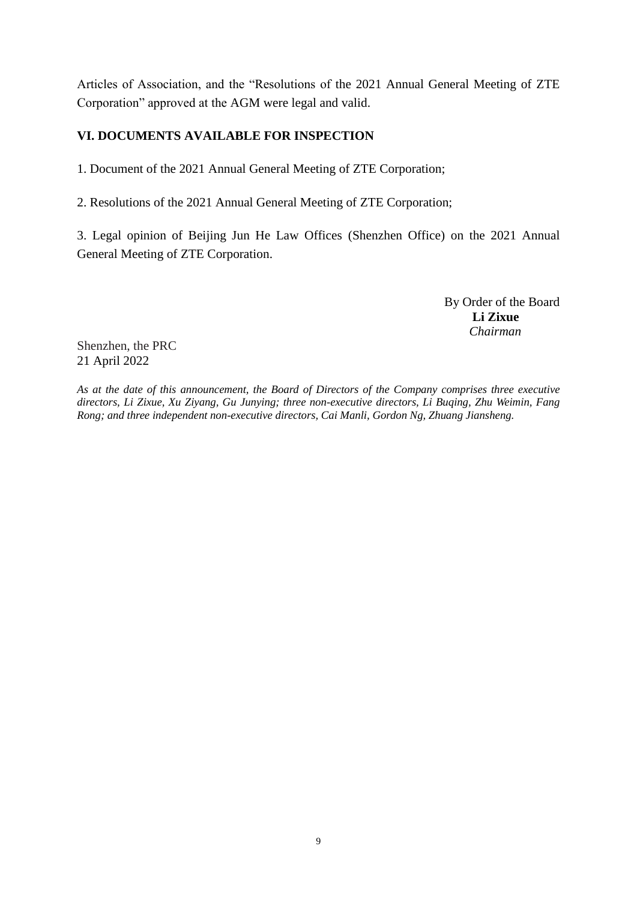Articles of Association, and the "Resolutions of the 2021 Annual General Meeting of ZTE Corporation" approved at the AGM were legal and valid.

## VI. DOCUMENTS AVAILABLE FOR INSPECTION

1. Document of the 2021 Annual General Meeting of ZTE Corporation;

2. Resolutions of the 2021 Annual General Meeting of ZTE Corporation;

3. Legal opinion of Beijing Jun He Law Offices (Shenzhen Office) on the 2021 Annual General Meeting of ZTE Corporation.

By Order of the Board
**Li Zixue**
*Chairman*

Shenzhen, the PRC
21 April 2022

*As at the date of this announcement, the Board of Directors of the Company comprises three executive directors, Li Zixue, Xu Ziyang, Gu Junying; three non-executive directors, Li Buqing, Zhu Weimin, Fang Rong; and three independent non-executive directors, Cai Manli, Gordon Ng, Zhuang Jiansheng.*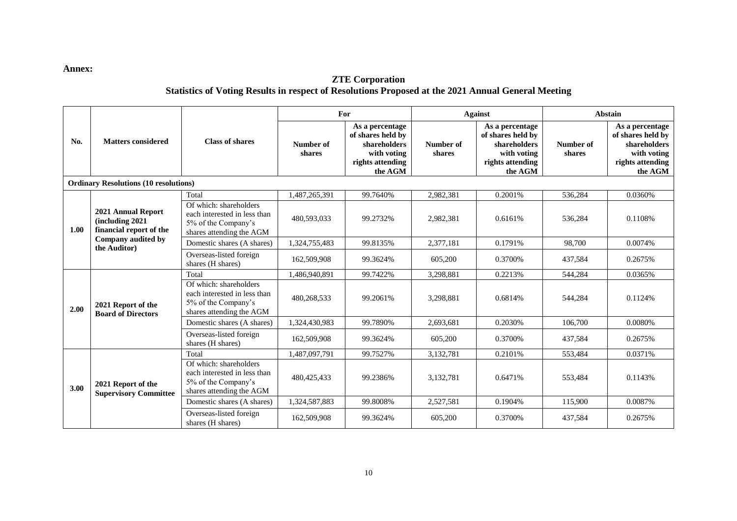**Annex:**

## ZTE Corporation
## Statistics of Voting Results in respect of Resolutions Proposed at the 2021 Annual General Meeting

| No. | Matters considered | Class of shares | For | | Against | | Abstain | |
|---|---|---|---|---|---|---|---|---|
| | | | Number of shares | As a percentage of shares held by shareholders with voting rights attending the AGM | Number of shares | As a percentage of shares held by shareholders with voting rights attending the AGM | Number of shares | As a percentage of shares held by shareholders with voting rights attending the AGM |
| **Ordinary Resolutions (10 resolutions)** | | | | | | | | |
| 1.00 | 2021 Annual Report (including 2021 financial report of the Company audited by the Auditor) | Total | 1,487,265,391 | 99.7640% | 2,982,381 | 0.2001% | 536,284 | 0.0360% |
| | | Of which: shareholders each interested in less than 5% of the Company's shares attending the AGM | 480,593,033 | 99.2732% | 2,982,381 | 0.6161% | 536,284 | 0.1108% |
| | | Domestic shares (A shares) | 1,324,755,483 | 99.8135% | 2,377,181 | 0.1791% | 98,700 | 0.0074% |
| | | Overseas-listed foreign shares (H shares) | 162,509,908 | 99.3624% | 605,200 | 0.3700% | 437,584 | 0.2675% |
| 2.00 | 2021 Report of the Board of Directors | Total | 1,486,940,891 | 99.7422% | 3,298,881 | 0.2213% | 544,284 | 0.0365% |
| | | Of which: shareholders each interested in less than 5% of the Company's shares attending the AGM | 480,268,533 | 99.2061% | 3,298,881 | 0.6814% | 544,284 | 0.1124% |
| | | Domestic shares (A shares) | 1,324,430,983 | 99.7890% | 2,693,681 | 0.2030% | 106,700 | 0.0080% |
| | | Overseas-listed foreign shares (H shares) | 162,509,908 | 99.3624% | 605,200 | 0.3700% | 437,584 | 0.2675% |
| 3.00 | 2021 Report of the Supervisory Committee | Total | 1,487,097,791 | 99.7527% | 3,132,781 | 0.2101% | 553,484 | 0.0371% |
| | | Of which: shareholders each interested in less than 5% of the Company's shares attending the AGM | 480,425,433 | 99.2386% | 3,132,781 | 0.6471% | 553,484 | 0.1143% |
| | | Domestic shares (A shares) | 1,324,587,883 | 99.8008% | 2,527,581 | 0.1904% | 115,900 | 0.0087% |
| | | Overseas-listed foreign shares (H shares) | 162,509,908 | 99.3624% | 605,200 | 0.3700% | 437,584 | 0.2675% |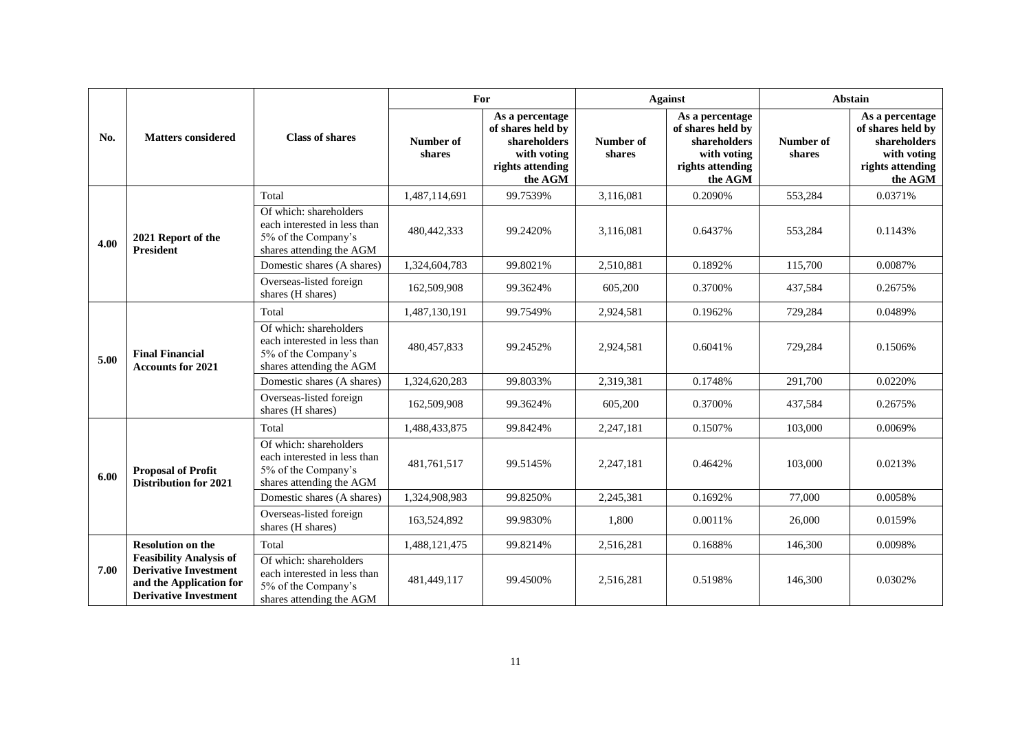| No. | Matters considered | Class of shares | For | | Against | | Abstain | |
|---|---|---|---|---|---|---|---|---|
| | | | Number of shares | As a percentage of shares held by shareholders with voting rights attending the AGM | Number of shares | As a percentage of shares held by shareholders with voting rights attending the AGM | Number of shares | As a percentage of shares held by shareholders with voting rights attending the AGM |
| 4.00 | **2021 Report of the President** | Total | 1,487,114,691 | 99.7539% | 3,116,081 | 0.2090% | 553,284 | 0.0371% |
| | | Of which: shareholders each interested in less than 5% of the Company's shares attending the AGM | 480,442,333 | 99.2420% | 3,116,081 | 0.6437% | 553,284 | 0.1143% |
| | | Domestic shares (A shares) | 1,324,604,783 | 99.8021% | 2,510,881 | 0.1892% | 115,700 | 0.0087% |
| | | Overseas-listed foreign shares (H shares) | 162,509,908 | 99.3624% | 605,200 | 0.3700% | 437,584 | 0.2675% |
| 5.00 | **Final Financial Accounts for 2021** | Total | 1,487,130,191 | 99.7549% | 2,924,581 | 0.1962% | 729,284 | 0.0489% |
| | | Of which: shareholders each interested in less than 5% of the Company's shares attending the AGM | 480,457,833 | 99.2452% | 2,924,581 | 0.6041% | 729,284 | 0.1506% |
| | | Domestic shares (A shares) | 1,324,620,283 | 99.8033% | 2,319,381 | 0.1748% | 291,700 | 0.0220% |
| | | Overseas-listed foreign shares (H shares) | 162,509,908 | 99.3624% | 605,200 | 0.3700% | 437,584 | 0.2675% |
| 6.00 | **Proposal of Profit Distribution for 2021** | Total | 1,488,433,875 | 99.8424% | 2,247,181 | 0.1507% | 103,000 | 0.0069% |
| | | Of which: shareholders each interested in less than 5% of the Company's shares attending the AGM | 481,761,517 | 99.5145% | 2,247,181 | 0.4642% | 103,000 | 0.0213% |
| | | Domestic shares (A shares) | 1,324,908,983 | 99.8250% | 2,245,381 | 0.1692% | 77,000 | 0.0058% |
| | | Overseas-listed foreign shares (H shares) | 163,524,892 | 99.9830% | 1,800 | 0.0011% | 26,000 | 0.0159% |
| 7.00 | **Resolution on the Feasibility Analysis of Derivative Investment and the Application for Derivative Investment** | Total | 1,488,121,475 | 99.8214% | 2,516,281 | 0.1688% | 146,300 | 0.0098% |
| | | Of which: shareholders each interested in less than 5% of the Company's shares attending the AGM | 481,449,117 | 99.4500% | 2,516,281 | 0.5198% | 146,300 | 0.0302% |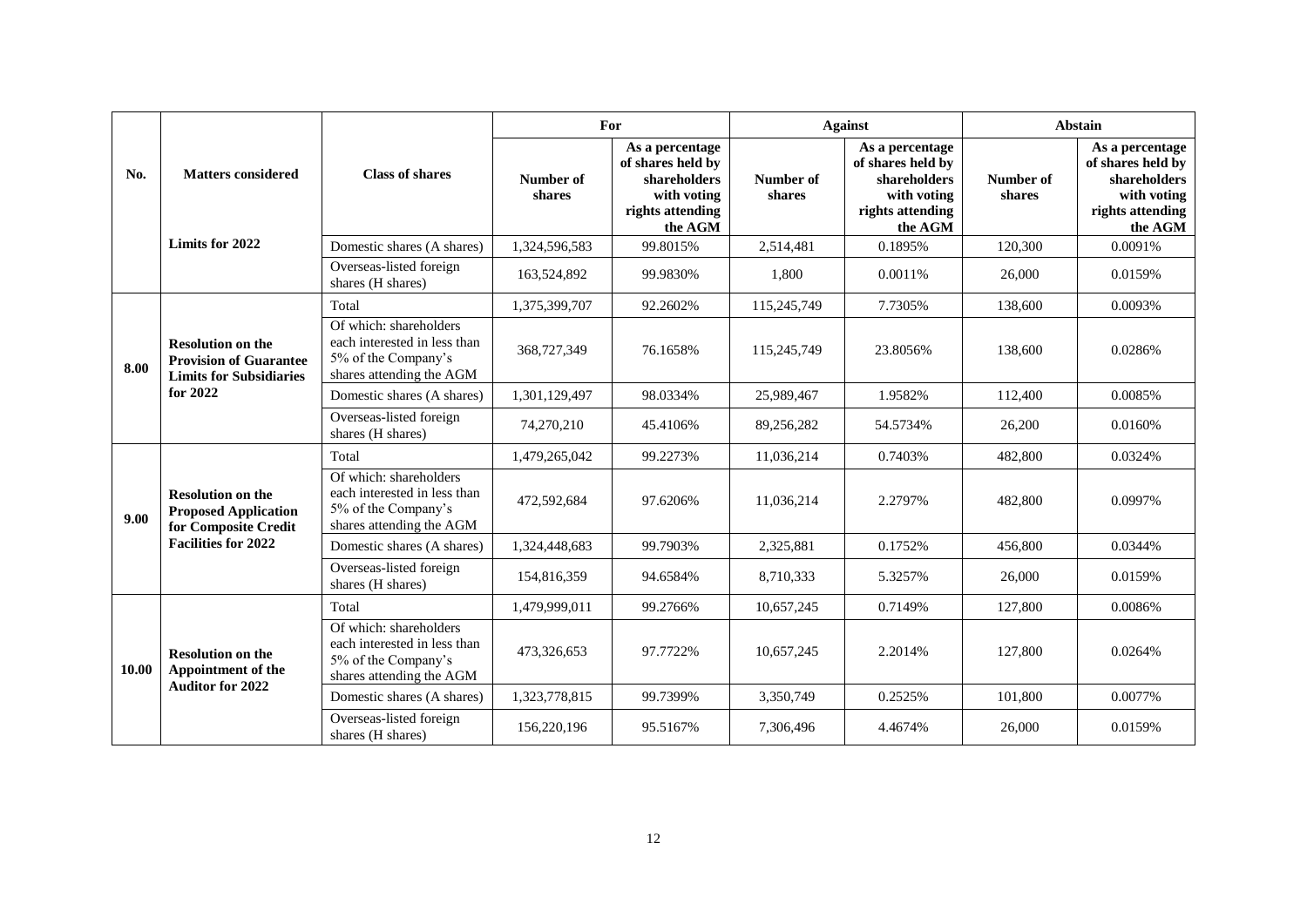| No. | Matters considered | Class of shares | For | | Against | | Abstain | |
|---|---|---|---|---|---|---|---|---|
| | | | Number of shares | As a percentage of shares held by shareholders with voting rights attending the AGM | Number of shares | As a percentage of shares held by shareholders with voting rights attending the AGM | Number of shares | As a percentage of shares held by shareholders with voting rights attending the AGM |
| | **Limits for 2022** | Domestic shares (A shares) | 1,324,596,583 | 99.8015% | 2,514,481 | 0.1895% | 120,300 | 0.0091% |
| | | Overseas-listed foreign shares (H shares) | 163,524,892 | 99.9830% | 1,800 | 0.0011% | 26,000 | 0.0159% |
| 8.00 | **Resolution on the Provision of Guarantee Limits for Subsidiaries for 2022** | Total | 1,375,399,707 | 92.2602% | 115,245,749 | 7.7305% | 138,600 | 0.0093% |
| | | Of which: shareholders each interested in less than 5% of the Company's shares attending the AGM | 368,727,349 | 76.1658% | 115,245,749 | 23.8056% | 138,600 | 0.0286% |
| | | Domestic shares (A shares) | 1,301,129,497 | 98.0334% | 25,989,467 | 1.9582% | 112,400 | 0.0085% |
| | | Overseas-listed foreign shares (H shares) | 74,270,210 | 45.4106% | 89,256,282 | 54.5734% | 26,200 | 0.0160% |
| 9.00 | **Resolution on the Proposed Application for Composite Credit Facilities for 2022** | Total | 1,479,265,042 | 99.2273% | 11,036,214 | 0.7403% | 482,800 | 0.0324% |
| | | Of which: shareholders each interested in less than 5% of the Company's shares attending the AGM | 472,592,684 | 97.6206% | 11,036,214 | 2.2797% | 482,800 | 0.0997% |
| | | Domestic shares (A shares) | 1,324,448,683 | 99.7903% | 2,325,881 | 0.1752% | 456,800 | 0.0344% |
| | | Overseas-listed foreign shares (H shares) | 154,816,359 | 94.6584% | 8,710,333 | 5.3257% | 26,000 | 0.0159% |
| 10.00 | **Resolution on the Appointment of the Auditor for 2022** | Total | 1,479,999,011 | 99.2766% | 10,657,245 | 0.7149% | 127,800 | 0.0086% |
| | | Of which: shareholders each interested in less than 5% of the Company's shares attending the AGM | 473,326,653 | 97.7722% | 10,657,245 | 2.2014% | 127,800 | 0.0264% |
| | | Domestic shares (A shares) | 1,323,778,815 | 99.7399% | 3,350,749 | 0.2525% | 101,800 | 0.0077% |
| | | Overseas-listed foreign shares (H shares) | 156,220,196 | 95.5167% | 7,306,496 | 4.4674% | 26,000 | 0.0159% |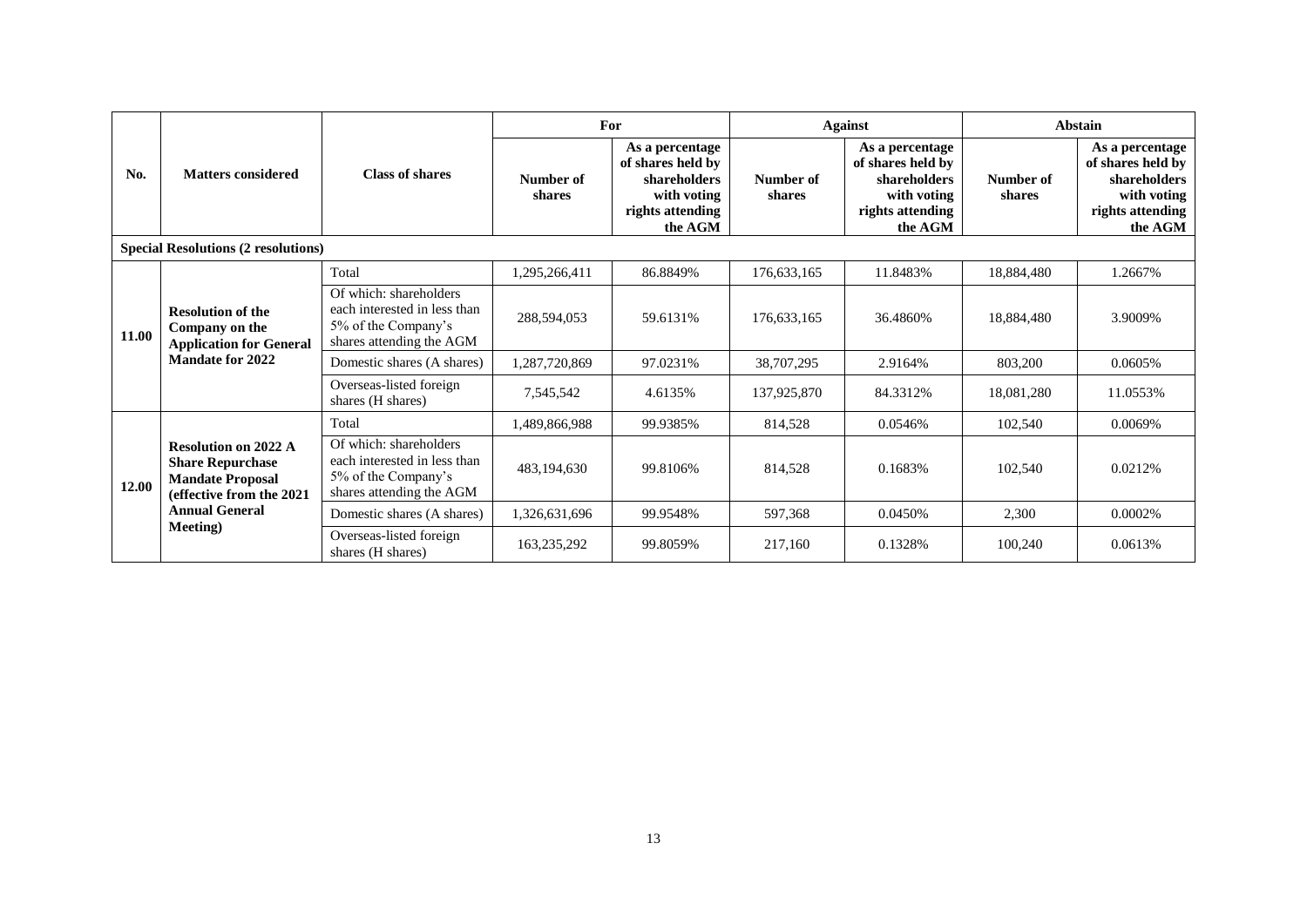| No. | Matters considered | Class of shares | For | | Against | | Abstain | |
|---|---|---|---|---|---|---|---|---|
| | | | Number of shares | As a percentage of shares held by shareholders with voting rights attending the AGM | Number of shares | As a percentage of shares held by shareholders with voting rights attending the AGM | Number of shares | As a percentage of shares held by shareholders with voting rights attending the AGM |
| **Special Resolutions (2 resolutions)** | | | | | | | | |
| 11.00 | **Resolution of the Company on the Application for General Mandate for 2022** | Total | 1,295,266,411 | 86.8849% | 176,633,165 | 11.8483% | 18,884,480 | 1.2667% |
| | | Of which: shareholders each interested in less than 5% of the Company's shares attending the AGM | 288,594,053 | 59.6131% | 176,633,165 | 36.4860% | 18,884,480 | 3.9009% |
| | | Domestic shares (A shares) | 1,287,720,869 | 97.0231% | 38,707,295 | 2.9164% | 803,200 | 0.0605% |
| | | Overseas-listed foreign shares (H shares) | 7,545,542 | 4.6135% | 137,925,870 | 84.3312% | 18,081,280 | 11.0553% |
| 12.00 | **Resolution on 2022 A Share Repurchase Mandate Proposal (effective from the 2021 Annual General Meeting)** | Total | 1,489,866,988 | 99.9385% | 814,528 | 0.0546% | 102,540 | 0.0069% |
| | | Of which: shareholders each interested in less than 5% of the Company's shares attending the AGM | 483,194,630 | 99.8106% | 814,528 | 0.1683% | 102,540 | 0.0212% |
| | | Domestic shares (A shares) | 1,326,631,696 | 99.9548% | 597,368 | 0.0450% | 2,300 | 0.0002% |
| | | Overseas-listed foreign shares (H shares) | 163,235,292 | 99.8059% | 217,160 | 0.1328% | 100,240 | 0.0613% |